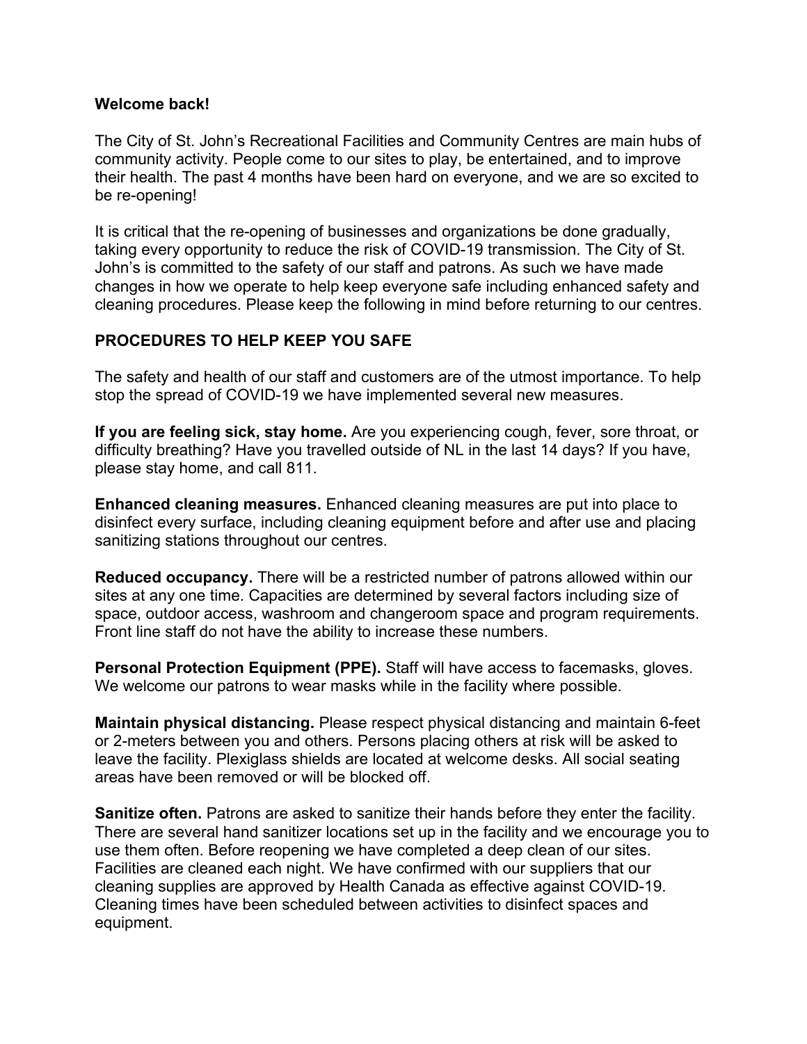**Welcome back!**

The City of St. John's Recreational Facilities and Community Centres are main hubs of community activity. People come to our sites to play, be entertained, and to improve their health. The past 4 months have been hard on everyone, and we are so excited to be re-opening!

It is critical that the re-opening of businesses and organizations be done gradually, taking every opportunity to reduce the risk of COVID-19 transmission. The City of St. John's is committed to the safety of our staff and patrons. As such we have made changes in how we operate to help keep everyone safe including enhanced safety and cleaning procedures. Please keep the following in mind before returning to our centres.

## PROCEDURES TO HELP KEEP YOU SAFE

The safety and health of our staff and customers are of the utmost importance. To help stop the spread of COVID-19 we have implemented several new measures.

**If you are feeling sick, stay home.** Are you experiencing cough, fever, sore throat, or difficulty breathing? Have you travelled outside of NL in the last 14 days? If you have, please stay home, and call 811.

**Enhanced cleaning measures.** Enhanced cleaning measures are put into place to disinfect every surface, including cleaning equipment before and after use and placing sanitizing stations throughout our centres.

**Reduced occupancy.** There will be a restricted number of patrons allowed within our sites at any one time. Capacities are determined by several factors including size of space, outdoor access, washroom and changeroom space and program requirements. Front line staff do not have the ability to increase these numbers.

**Personal Protection Equipment (PPE).** Staff will have access to facemasks, gloves. We welcome our patrons to wear masks while in the facility where possible.

**Maintain physical distancing.** Please respect physical distancing and maintain 6-feet or 2-meters between you and others. Persons placing others at risk will be asked to leave the facility. Plexiglass shields are located at welcome desks. All social seating areas have been removed or will be blocked off.

**Sanitize often.** Patrons are asked to sanitize their hands before they enter the facility. There are several hand sanitizer locations set up in the facility and we encourage you to use them often. Before reopening we have completed a deep clean of our sites. Facilities are cleaned each night. We have confirmed with our suppliers that our cleaning supplies are approved by Health Canada as effective against COVID-19. Cleaning times have been scheduled between activities to disinfect spaces and equipment.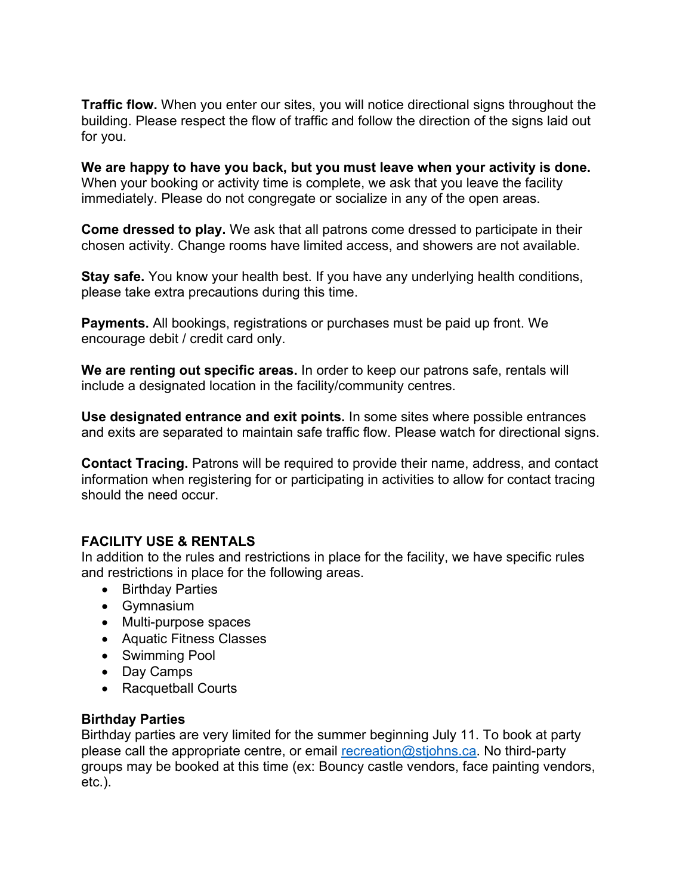**Traffic flow.** When you enter our sites, you will notice directional signs throughout the building. Please respect the flow of traffic and follow the direction of the signs laid out for you.

**We are happy to have you back, but you must leave when your activity is done.** When your booking or activity time is complete, we ask that you leave the facility immediately. Please do not congregate or socialize in any of the open areas.

**Come dressed to play.** We ask that all patrons come dressed to participate in their chosen activity. Change rooms have limited access, and showers are not available.

**Stay safe.** You know your health best. If you have any underlying health conditions, please take extra precautions during this time.

**Payments.** All bookings, registrations or purchases must be paid up front. We encourage debit / credit card only.

**We are renting out specific areas.** In order to keep our patrons safe, rentals will include a designated location in the facility/community centres.

**Use designated entrance and exit points.** In some sites where possible entrances and exits are separated to maintain safe traffic flow. Please watch for directional signs.

**Contact Tracing.** Patrons will be required to provide their name, address, and contact information when registering for or participating in activities to allow for contact tracing should the need occur.

## FACILITY USE & RENTALS

In addition to the rules and restrictions in place for the facility, we have specific rules and restrictions in place for the following areas.

- Birthday Parties
- Gymnasium
- Multi-purpose spaces
- Aquatic Fitness Classes
- Swimming Pool
- Day Camps
- Racquetball Courts

### Birthday Parties

Birthday parties are very limited for the summer beginning July 11. To book at party please call the appropriate centre, or email [recreation@stjohns.ca](mailto:recreation@stjohns.ca). No third-party groups may be booked at this time (ex: Bouncy castle vendors, face painting vendors, etc.).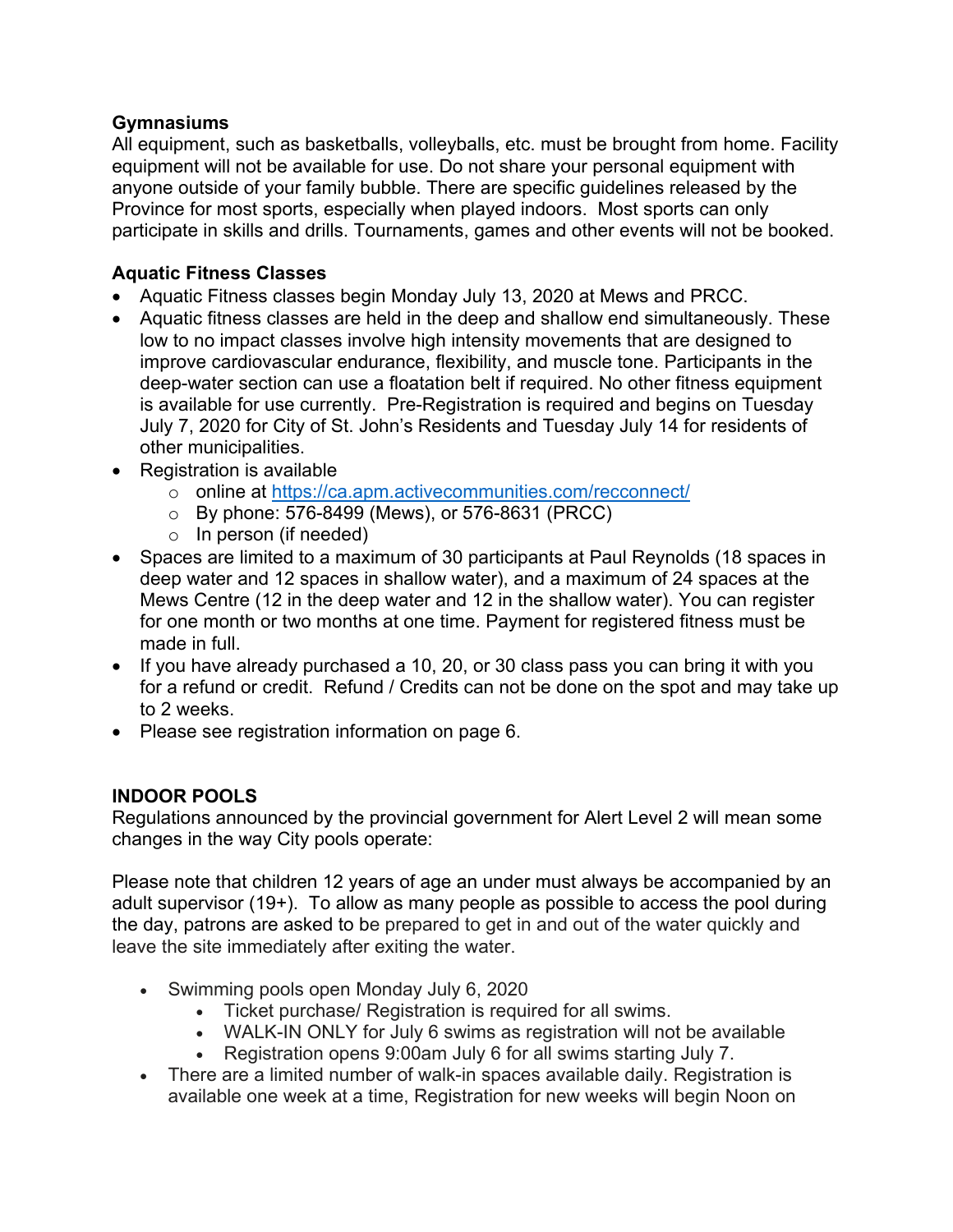### Gymnasiums

All equipment, such as basketballs, volleyballs, etc. must be brought from home. Facility equipment will not be available for use. Do not share your personal equipment with anyone outside of your family bubble. There are specific guidelines released by the Province for most sports, especially when played indoors. Most sports can only participate in skills and drills. Tournaments, games and other events will not be booked.

### Aquatic Fitness Classes

- Aquatic Fitness classes begin Monday July 13, 2020 at Mews and PRCC.
- Aquatic fitness classes are held in the deep and shallow end simultaneously. These low to no impact classes involve high intensity movements that are designed to improve cardiovascular endurance, flexibility, and muscle tone. Participants in the deep-water section can use a floatation belt if required. No other fitness equipment is available for use currently. Pre-Registration is required and begins on Tuesday July 7, 2020 for City of St. John's Residents and Tuesday July 14 for residents of other municipalities.
- Registration is available
  - online at https://ca.apm.activecommunities.com/recconnect/
  - By phone: 576-8499 (Mews), or 576-8631 (PRCC)
  - In person (if needed)
- Spaces are limited to a maximum of 30 participants at Paul Reynolds (18 spaces in deep water and 12 spaces in shallow water), and a maximum of 24 spaces at the Mews Centre (12 in the deep water and 12 in the shallow water). You can register for one month or two months at one time. Payment for registered fitness must be made in full.
- If you have already purchased a 10, 20, or 30 class pass you can bring it with you for a refund or credit. Refund / Credits can not be done on the spot and may take up to 2 weeks.
- Please see registration information on page 6.

### INDOOR POOLS

Regulations announced by the provincial government for Alert Level 2 will mean some changes in the way City pools operate:

Please note that children 12 years of age an under must always be accompanied by an adult supervisor (19+). To allow as many people as possible to access the pool during the day, patrons are asked to be prepared to get in and out of the water quickly and leave the site immediately after exiting the water.

- Swimming pools open Monday July 6, 2020
  - Ticket purchase/ Registration is required for all swims.
  - WALK-IN ONLY for July 6 swims as registration will not be available
  - Registration opens 9:00am July 6 for all swims starting July 7.
- There are a limited number of walk-in spaces available daily. Registration is available one week at a time, Registration for new weeks will begin Noon on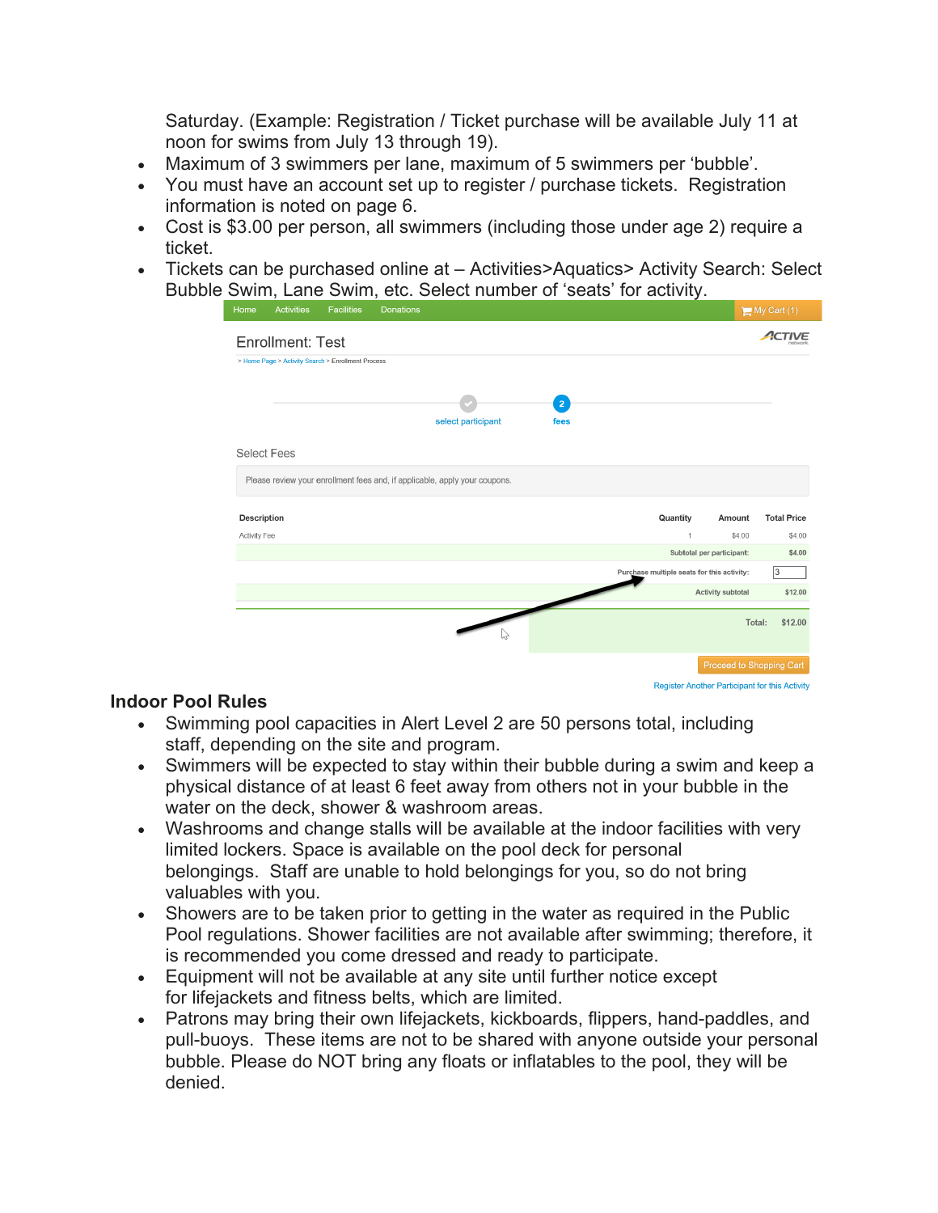Saturday. (Example: Registration / Ticket purchase will be available July 11 at noon for swims from July 13 through 19).

- Maximum of 3 swimmers per lane, maximum of 5 swimmers per 'bubble'.
- You must have an account set up to register / purchase tickets. Registration information is noted on page 6.
- Cost is $3.00 per person, all swimmers (including those under age 2) require a ticket.
- Tickets can be purchased online at – Activities>Aquatics> Activity Search: Select Bubble Swim, Lane Swim, etc. Select number of 'seats' for activity.

Home Activities Facilities Donations My Cart (1)

Enrollment: Test

> Home Page > Activity Search > Enrollment Process

select participant — 2 fees

Select Fees

Please review your enrollment fees and, if applicable, apply your coupons.

| Description | Quantity | Amount | Total Price |
|---|---|---|---|
| Activity Fee | 1 | $4.00 | $4.00 |
| | | Subtotal per participant: | $4.00 |
| | | Purchase multiple seats for this activity: | 3 |
| | | Activity subtotal | $12.00 |
| | | Total: | $12.00 |

Proceed to Shopping Cart

Register Another Participant for this Activity

## Indoor Pool Rules

- Swimming pool capacities in Alert Level 2 are 50 persons total, including staff, depending on the site and program.
- Swimmers will be expected to stay within their bubble during a swim and keep a physical distance of at least 6 feet away from others not in your bubble in the water on the deck, shower & washroom areas.
- Washrooms and change stalls will be available at the indoor facilities with very limited lockers. Space is available on the pool deck for personal belongings. Staff are unable to hold belongings for you, so do not bring valuables with you.
- Showers are to be taken prior to getting in the water as required in the Public Pool regulations. Shower facilities are not available after swimming; therefore, it is recommended you come dressed and ready to participate.
- Equipment will not be available at any site until further notice except for lifejackets and fitness belts, which are limited.
- Patrons may bring their own lifejackets, kickboards, flippers, hand-paddles, and pull-buoys. These items are not to be shared with anyone outside your personal bubble. Please do NOT bring any floats or inflatables to the pool, they will be denied.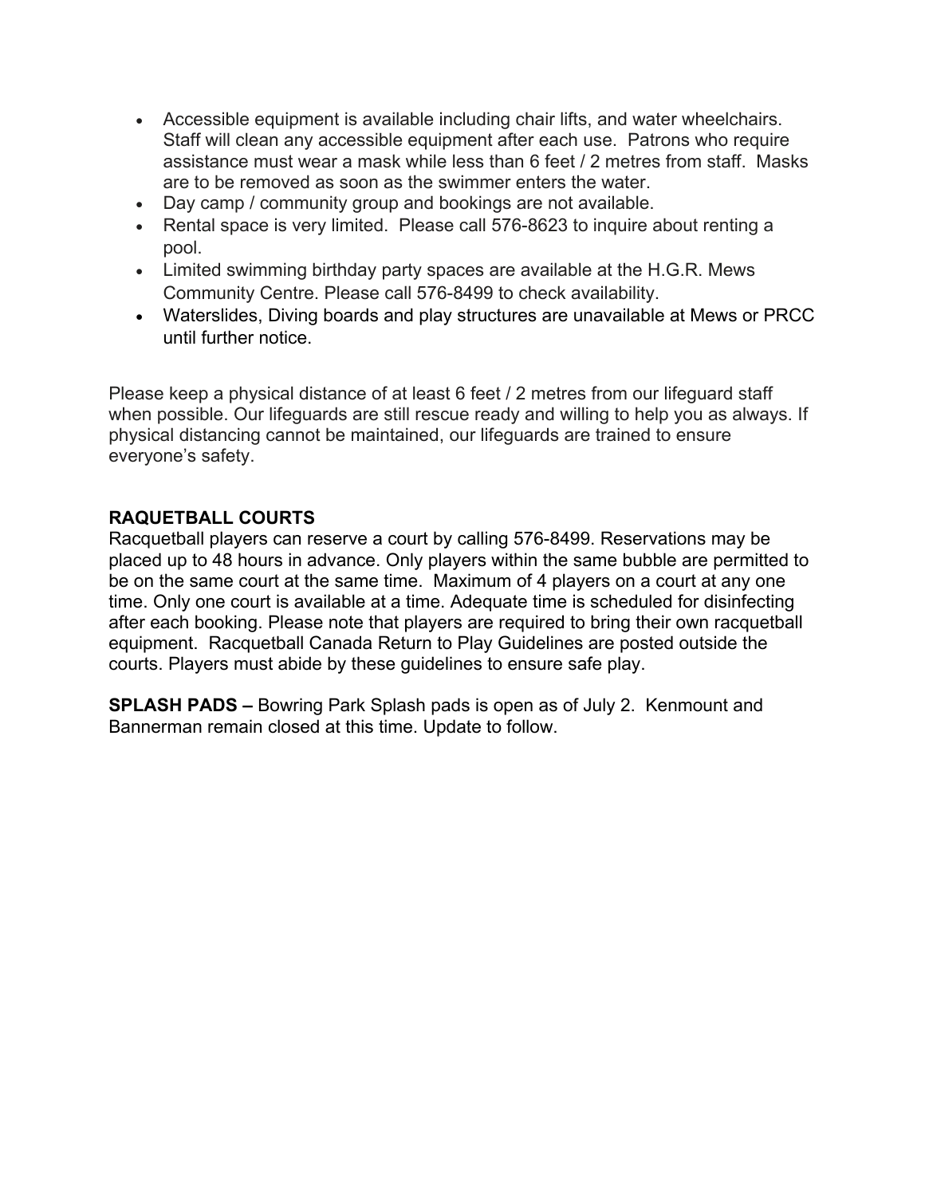- Accessible equipment is available including chair lifts, and water wheelchairs. Staff will clean any accessible equipment after each use. Patrons who require assistance must wear a mask while less than 6 feet / 2 metres from staff. Masks are to be removed as soon as the swimmer enters the water.
- Day camp / community group and bookings are not available.
- Rental space is very limited. Please call 576-8623 to inquire about renting a pool.
- Limited swimming birthday party spaces are available at the H.G.R. Mews Community Centre. Please call 576-8499 to check availability.
- Waterslides, Diving boards and play structures are unavailable at Mews or PRCC until further notice.

Please keep a physical distance of at least 6 feet / 2 metres from our lifeguard staff when possible. Our lifeguards are still rescue ready and willing to help you as always. If physical distancing cannot be maintained, our lifeguards are trained to ensure everyone's safety.

**RAQUETBALL COURTS**

Racquetball players can reserve a court by calling 576-8499. Reservations may be placed up to 48 hours in advance. Only players within the same bubble are permitted to be on the same court at the same time. Maximum of 4 players on a court at any one time. Only one court is available at a time. Adequate time is scheduled for disinfecting after each booking. Please note that players are required to bring their own racquetball equipment. Racquetball Canada Return to Play Guidelines are posted outside the courts. Players must abide by these guidelines to ensure safe play.

**SPLASH PADS –** Bowring Park Splash pads is open as of July 2. Kenmount and Bannerman remain closed at this time. Update to follow.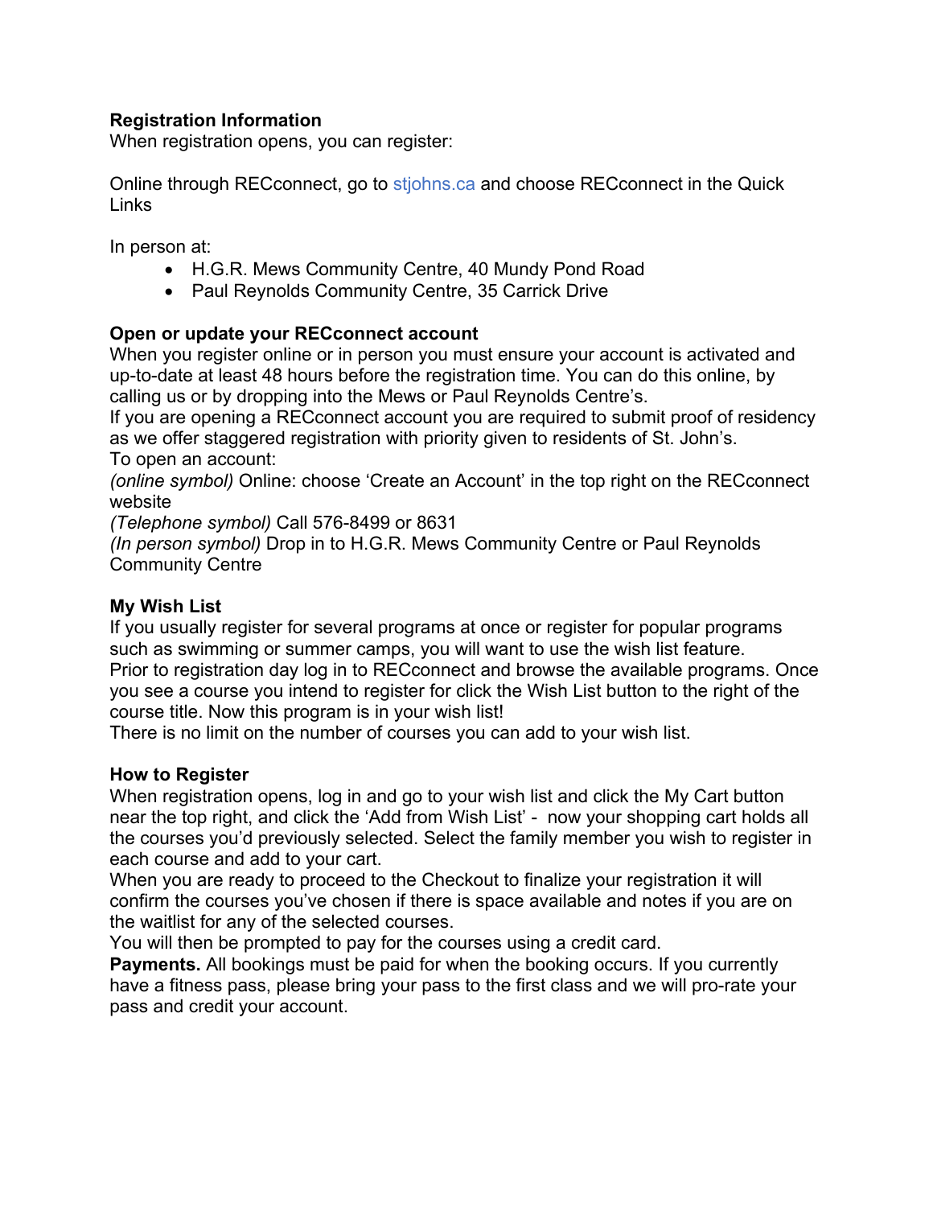**Registration Information**

When registration opens, you can register:

Online through RECconnect, go to stjohns.ca and choose RECconnect in the Quick Links

In person at:

- H.G.R. Mews Community Centre, 40 Mundy Pond Road
- Paul Reynolds Community Centre, 35 Carrick Drive

**Open or update your RECconnect account**

When you register online or in person you must ensure your account is activated and up-to-date at least 48 hours before the registration time. You can do this online, by calling us or by dropping into the Mews or Paul Reynolds Centre's.

If you are opening a RECconnect account you are required to submit proof of residency as we offer staggered registration with priority given to residents of St. John's.

To open an account:

*(online symbol)* Online: choose 'Create an Account' in the top right on the RECconnect website

*(Telephone symbol)* Call 576-8499 or 8631

*(In person symbol)* Drop in to H.G.R. Mews Community Centre or Paul Reynolds Community Centre

**My Wish List**

If you usually register for several programs at once or register for popular programs such as swimming or summer camps, you will want to use the wish list feature.

Prior to registration day log in to RECconnect and browse the available programs. Once you see a course you intend to register for click the Wish List button to the right of the course title. Now this program is in your wish list!

There is no limit on the number of courses you can add to your wish list.

**How to Register**

When registration opens, log in and go to your wish list and click the My Cart button near the top right, and click the 'Add from Wish List' - now your shopping cart holds all the courses you'd previously selected. Select the family member you wish to register in each course and add to your cart.

When you are ready to proceed to the Checkout to finalize your registration it will confirm the courses you've chosen if there is space available and notes if you are on the waitlist for any of the selected courses.

You will then be prompted to pay for the courses using a credit card.

**Payments.** All bookings must be paid for when the booking occurs. If you currently have a fitness pass, please bring your pass to the first class and we will pro-rate your pass and credit your account.